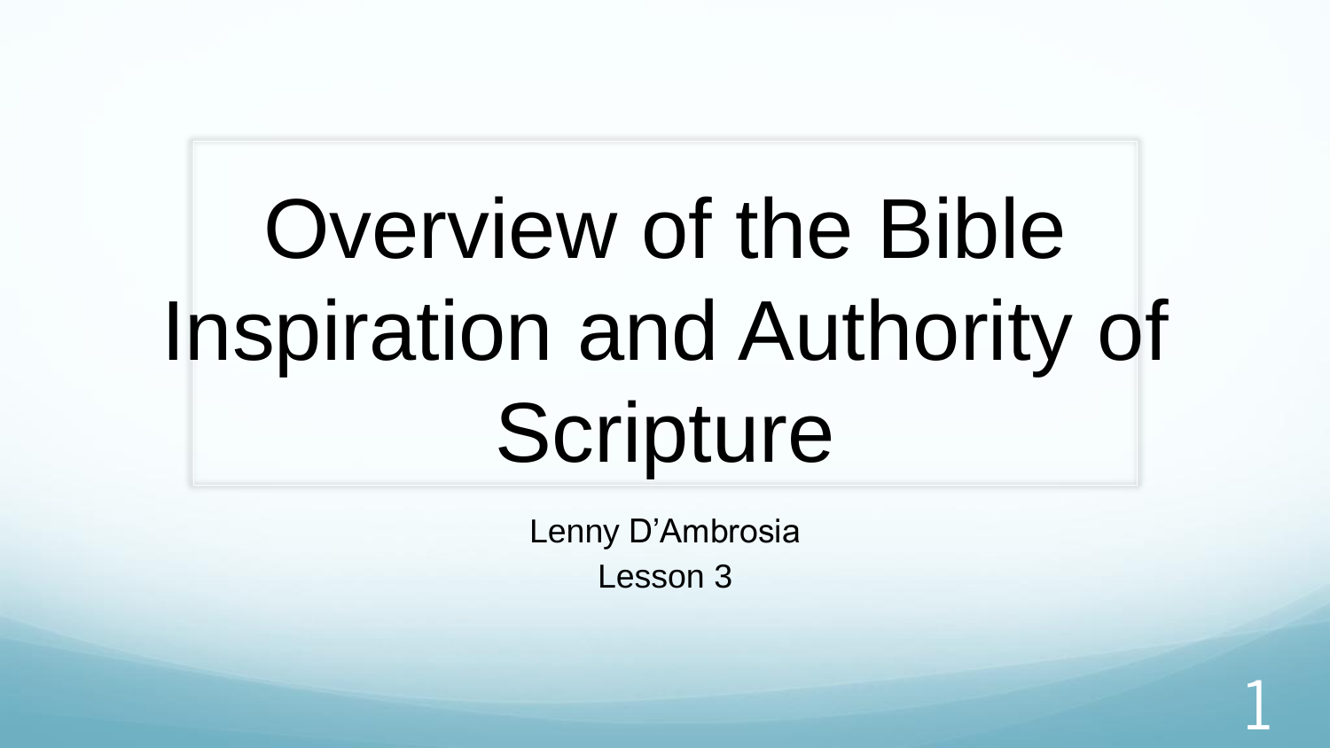# Overview of the Bible Inspiration and Authority of Scripture

Lenny D'Ambrosia

Lesson 3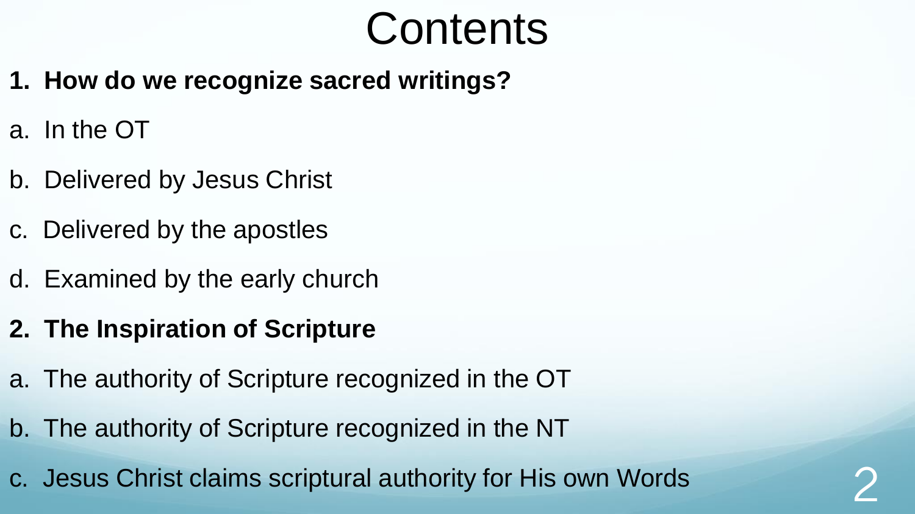# Contents

**1. How do we recognize sacred writings?**

a. In the OT

b. Delivered by Jesus Christ

c. Delivered by the apostles

d. Examined by the early church

**2. The Inspiration of Scripture**

a. The authority of Scripture recognized in the OT

b. The authority of Scripture recognized in the NT

c. Jesus Christ claims scriptural authority for His own Words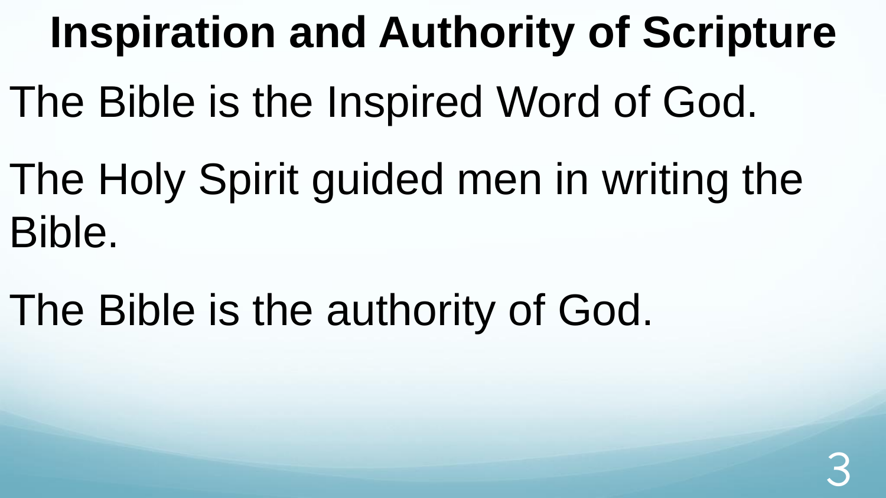# Inspiration and Authority of Scripture

The Bible is the Inspired Word of God.

The Holy Spirit guided men in writing the Bible.

The Bible is the authority of God.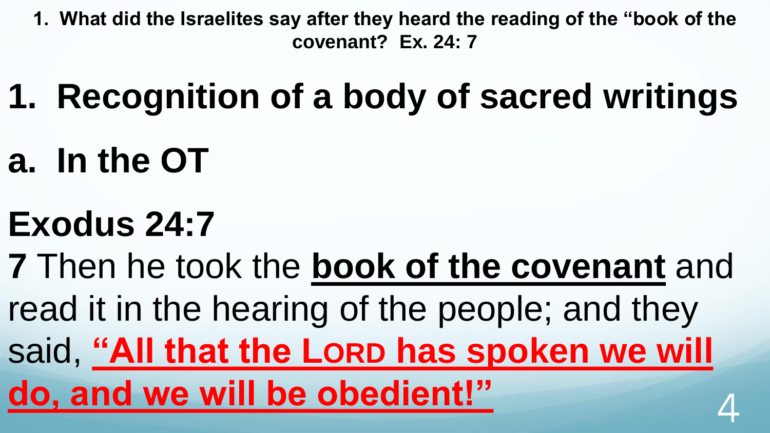**1. What did the Israelites say after they heard the reading of the "book of the covenant? Ex. 24: 7**

# 1. Recognition of a body of sacred writings

## a. In the OT

## Exodus 24:7

**7** Then he took the **book of the covenant** and read it in the hearing of the people; and they said, **"All that the LORD has spoken we will do, and we will be obedient!"**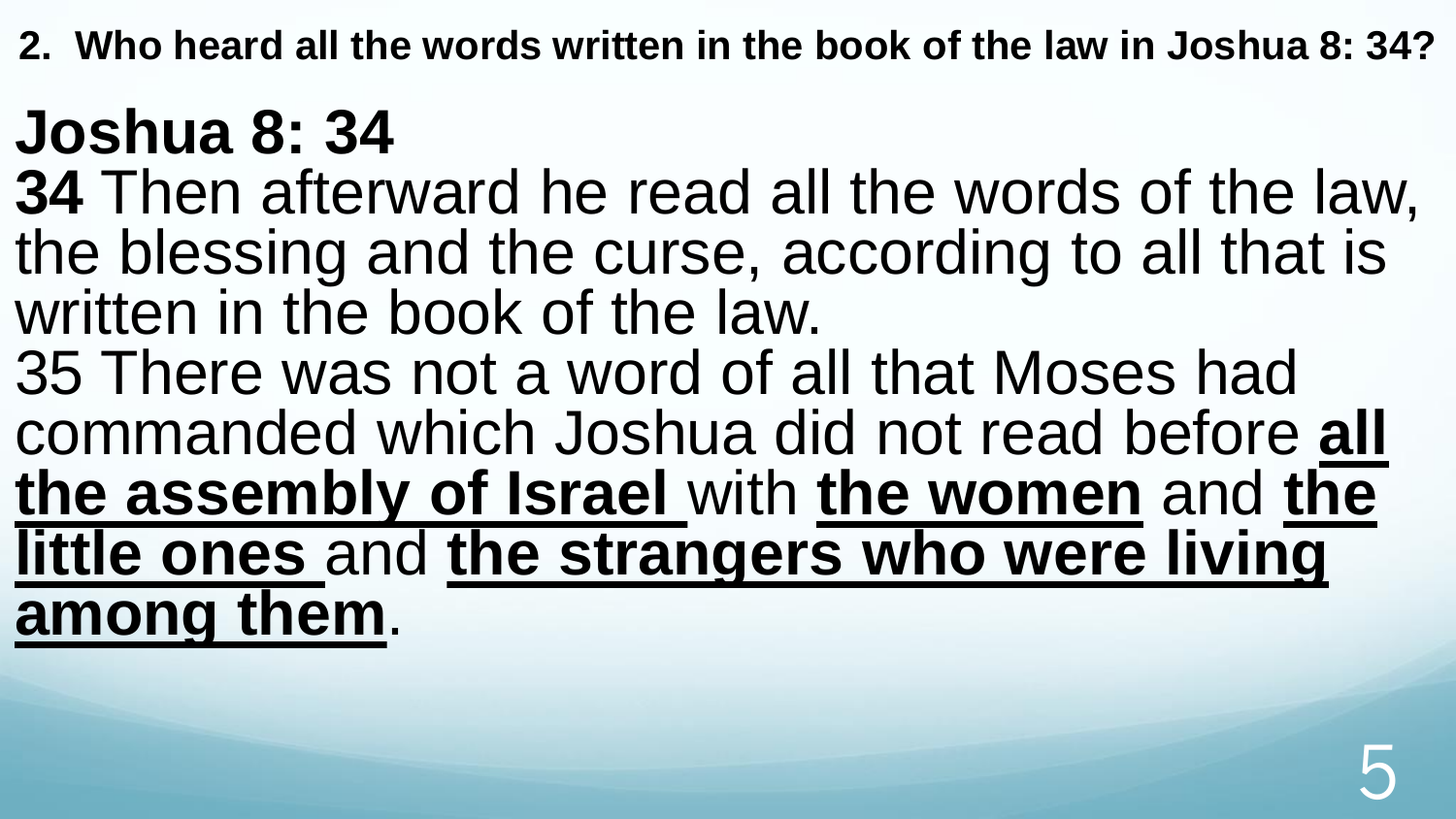**2. Who heard all the words written in the book of the law in Joshua 8: 34?**

# Joshua 8: 34

**34** Then afterward he read all the words of the law, the blessing and the curse, according to all that is written in the book of the law.

35 There was not a word of all that Moses had commanded which Joshua did not read before **all the assembly of Israel** with **the women** and **the little ones** and **the strangers who were living among them**.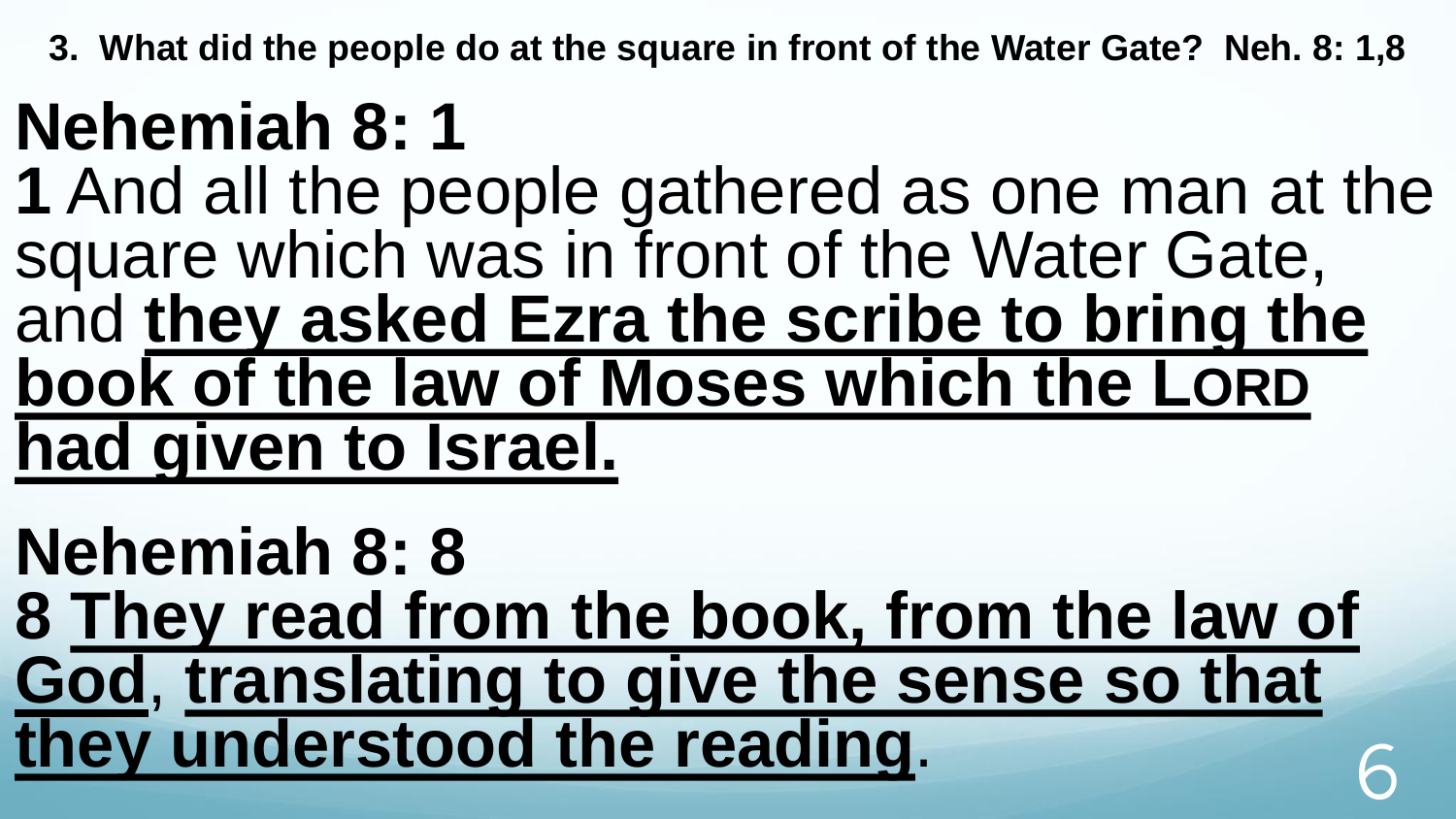**3. What did the people do at the square in front of the Water Gate? Neh. 8: 1,8**

## Nehemiah 8: 1

**1** And all the people gathered as one man at the square which was in front of the Water Gate, and <u>**they asked Ezra the scribe to bring the book of the law of Moses which the LORD had given to Israel.**</u>

## Nehemiah 8: 8

**8** <u>**They read from the book, from the law of God**</u>, <u>**translating to give the sense so that they understood the reading**</u>.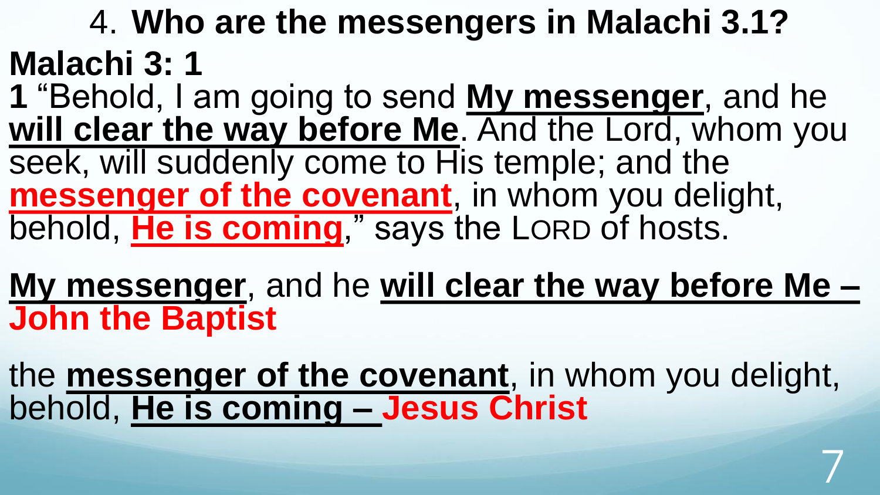# 4. Who are the messengers in Malachi 3.1?

**Malachi 3: 1**

**1** "Behold, I am going to send **My messenger**, and he **will clear the way before Me**. And the Lord, whom you seek, will suddenly come to His temple; and the **messenger of the covenant**, in whom you delight, behold, **He is coming**," says the LORD of hosts.

**My messenger**, and he **will clear the way before Me – John the Baptist**

the **messenger of the covenant**, in whom you delight, behold, **He is coming – Jesus Christ**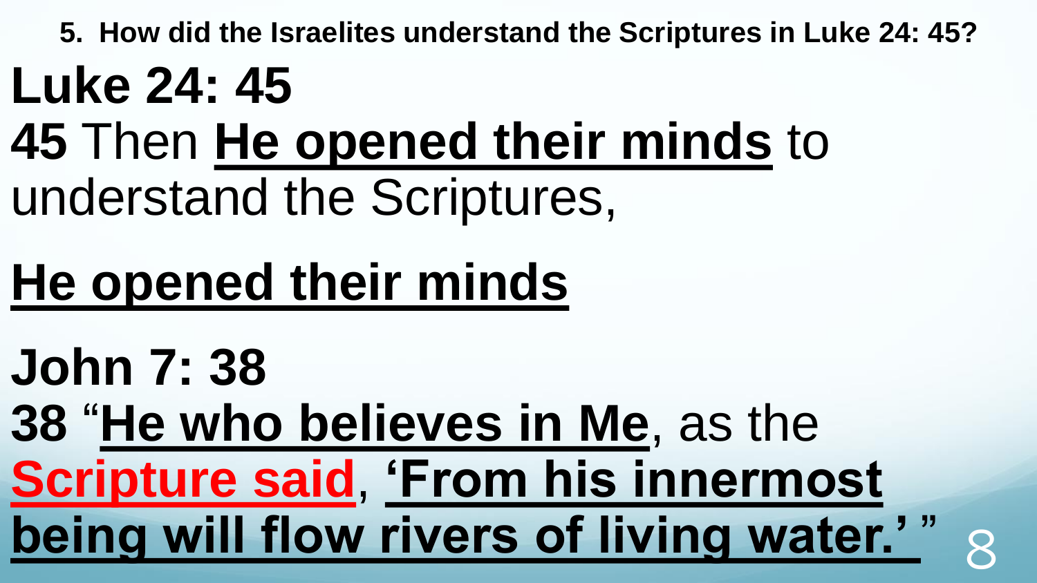**5. How did the Israelites understand the Scriptures in Luke 24: 45?**

# Luke 24: 45

**45** Then **He opened their minds** to understand the Scriptures,

# He opened their minds

# John 7: 38

**38** "**He who believes in Me**, as the **Scripture said**, **'From his innermost being will flow rivers of living water.'** "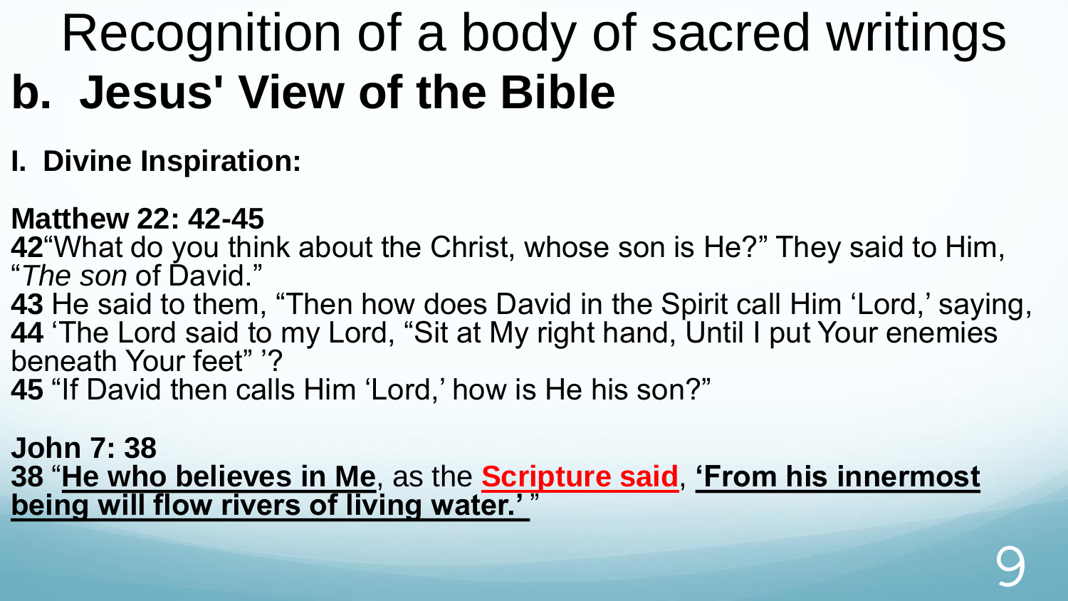# Recognition of a body of sacred writings

## b. Jesus' View of the Bible

**I. Divine Inspiration:**

**Matthew 22: 42-45**
**42**"What do you think about the Christ, whose son is He?" They said to Him, "*The son* of David."
**43** He said to them, "Then how does David in the Spirit call Him 'Lord,' saying,
**44** 'The Lord said to my Lord, "Sit at My right hand, Until I put Your enemies beneath Your feet" '?
**45** "If David then calls Him 'Lord,' how is He his son?"

**John 7: 38**
**38** "**He who believes in Me**, as the **Scripture said**, **'From his innermost being will flow rivers of living water.'** "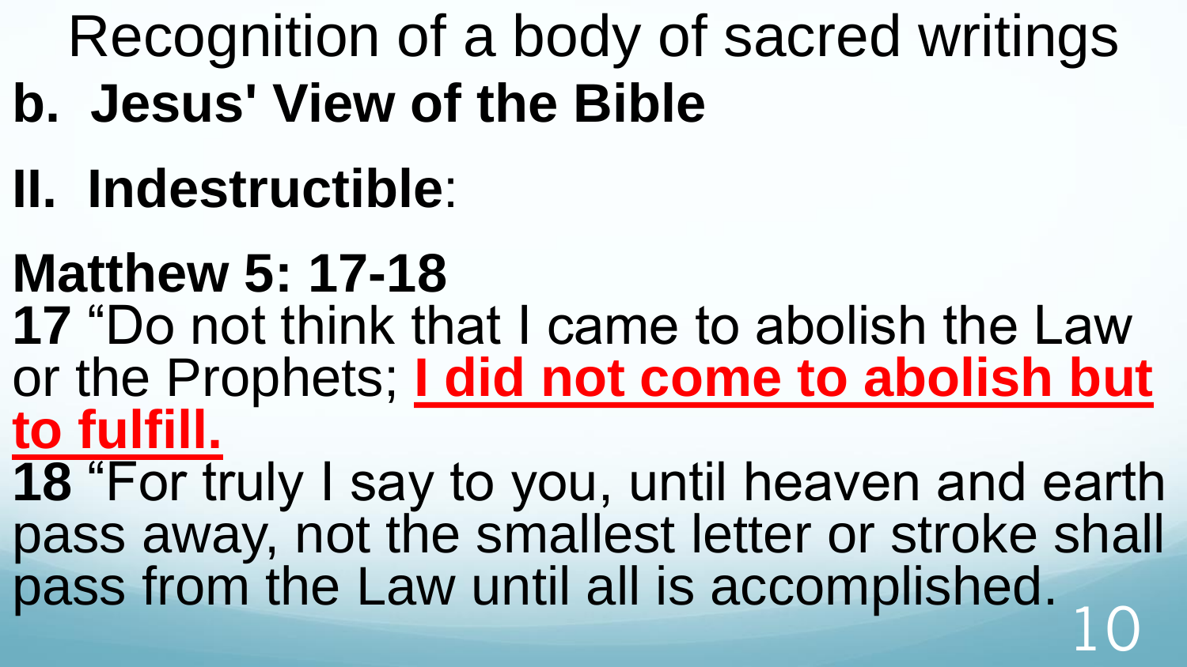Recognition of a body of sacred writings

**b. Jesus' View of the Bible**

**II. Indestructible**:

**Matthew 5: 17-18**

**17** "Do not think that I came to abolish the Law or the Prophets; **I did not come to abolish but to fulfill.**

**18** "For truly I say to you, until heaven and earth pass away, not the smallest letter or stroke shall pass from the Law until all is accomplished.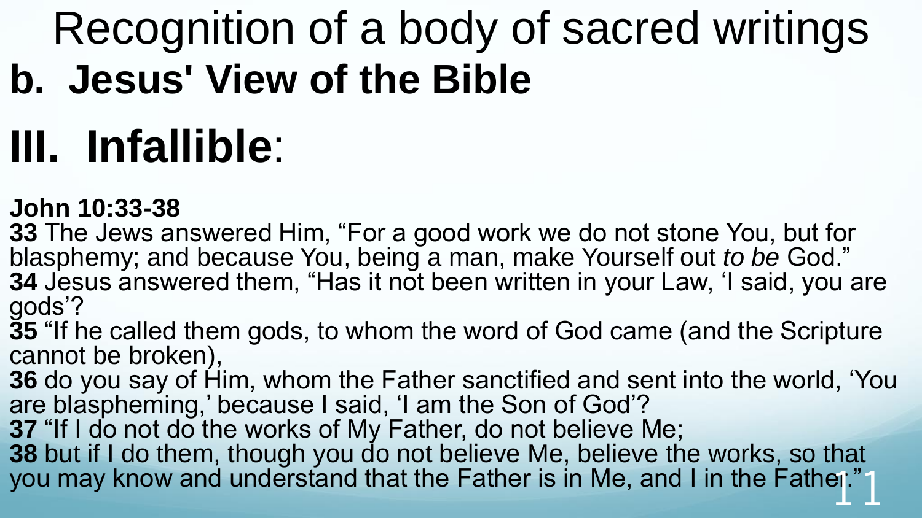# Recognition of a body of sacred writings

## b. Jesus' View of the Bible

# III. Infallible:

**John 10:33-38**

**33** The Jews answered Him, “For a good work we do not stone You, but for blasphemy; and because You, being a man, make Yourself out *to be* God.”
**34** Jesus answered them, “Has it not been written in your Law, ‘I said, you are gods’?
**35** “If he called them gods, to whom the word of God came (and the Scripture cannot be broken),
**36** do you say of Him, whom the Father sanctified and sent into the world, ‘You are blaspheming,’ because I said, ‘I am the Son of God’?
**37** “If I do not do the works of My Father, do not believe Me;
**38** but if I do them, though you do not believe Me, believe the works, so that you may know and understand that the Father is in Me, and I in the Father.”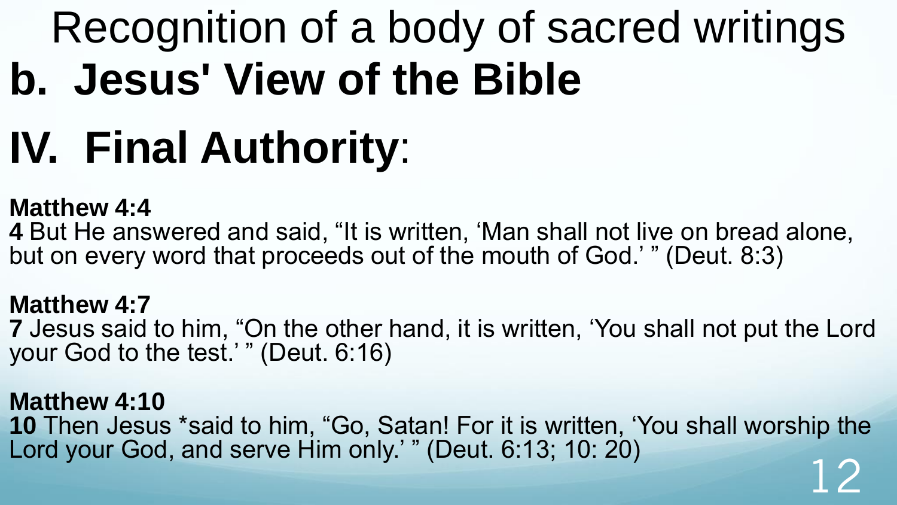# Recognition of a body of sacred writings

## b. Jesus' View of the Bible

# IV. Final Authority:

**Matthew 4:4**
**4** But He answered and said, “It is written, ‘Man shall not live on bread alone, but on every word that proceeds out of the mouth of God.’ ” (Deut. 8:3)

**Matthew 4:7**
**7** Jesus said to him, “On the other hand, it is written, ‘You shall not put the Lord your God to the test.’ ” (Deut. 6:16)

**Matthew 4:10**
**10** Then Jesus *said to him, “Go, Satan! For it is written, ‘You shall worship the Lord your God, and serve Him only.’ ” (Deut. 6:13; 10: 20)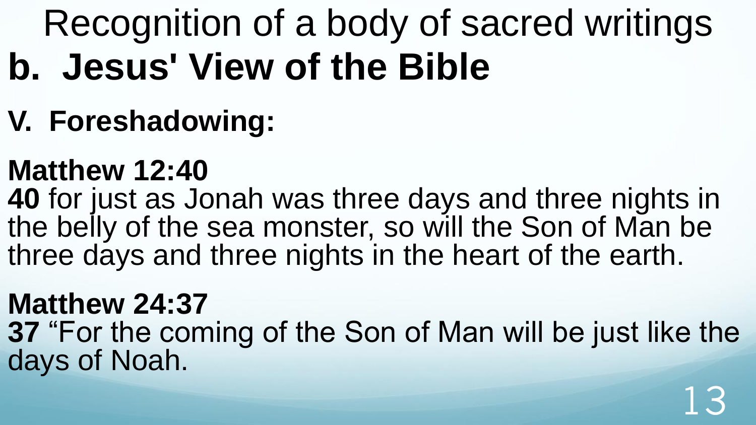Recognition of a body of sacred writings

# b. Jesus' View of the Bible

## V. Foreshadowing:

**Matthew 12:40**
**40** for just as Jonah was three days and three nights in the belly of the sea monster, so will the Son of Man be three days and three nights in the heart of the earth.

**Matthew 24:37**
**37** "For the coming of the Son of Man will be just like the days of Noah.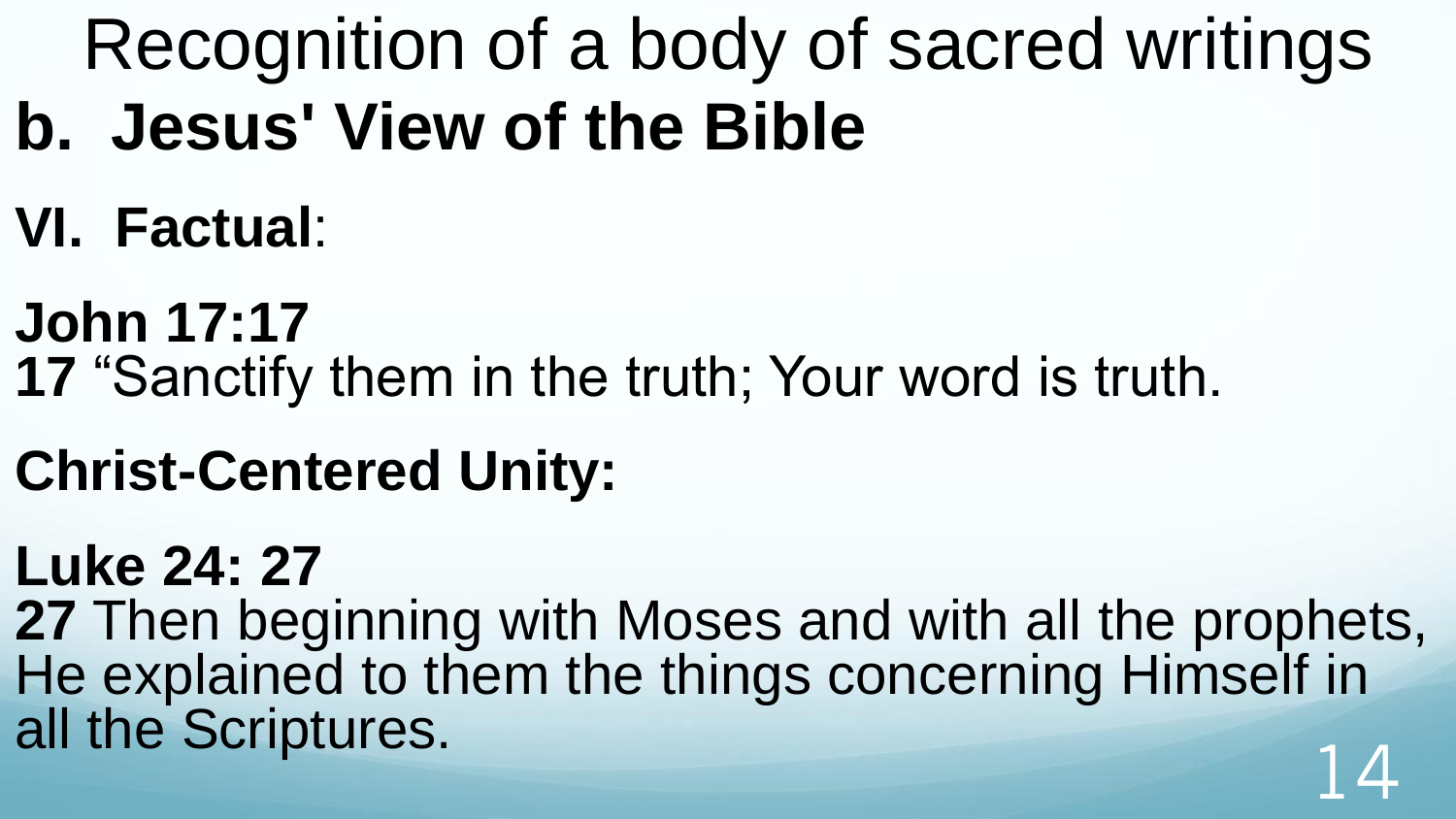# Recognition of a body of sacred writings

## b. Jesus' View of the Bible

**VI. Factual**:

**John 17:17**
**17** “Sanctify them in the truth; Your word is truth.

**Christ-Centered Unity:**

**Luke 24: 27**
**27** Then beginning with Moses and with all the prophets, He explained to them the things concerning Himself in all the Scriptures.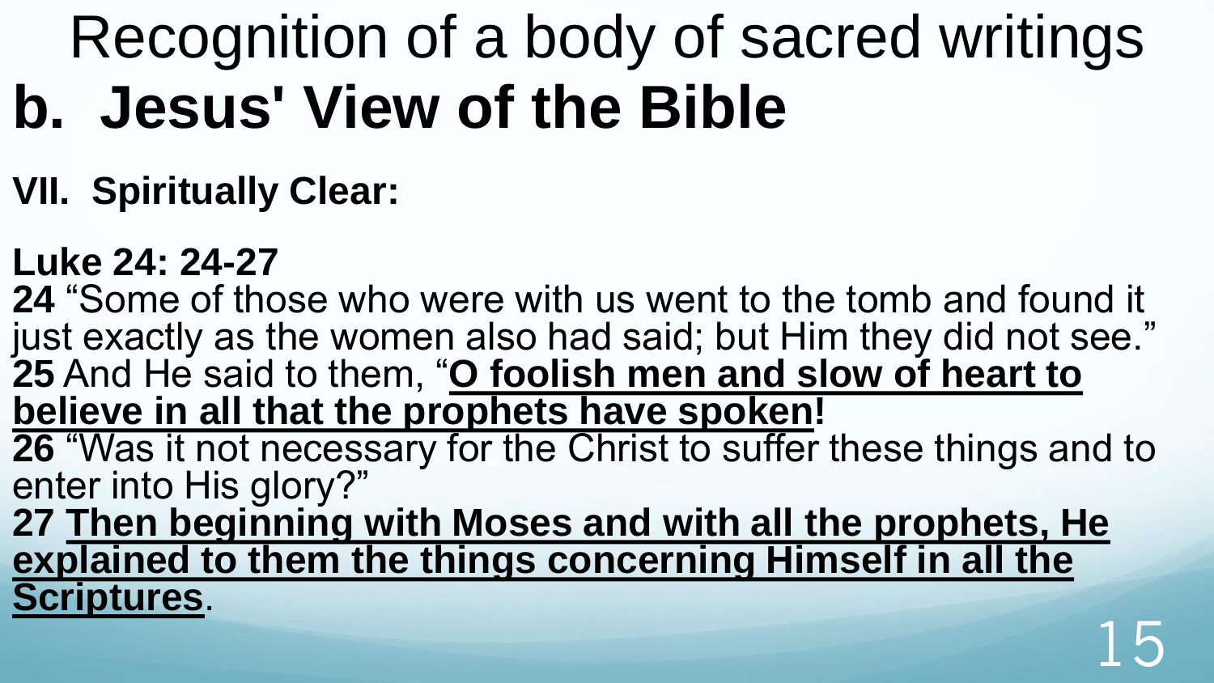# Recognition of a body of sacred writings

# b. Jesus' View of the Bible

**VII. Spiritually Clear:**

**Luke 24: 24-27**

**24** "Some of those who were with us went to the tomb and found it just exactly as the women also had said; but Him they did not see."
**25** And He said to them, "**<u>O foolish men and slow of heart to believe in all that the prophets have spoken</u>!**
**26** "Was it not necessary for the Christ to suffer these things and to enter into His glory?"
**27** **<u>Then beginning with Moses and with all the prophets, He explained to them the things concerning Himself in all the Scriptures</u>**.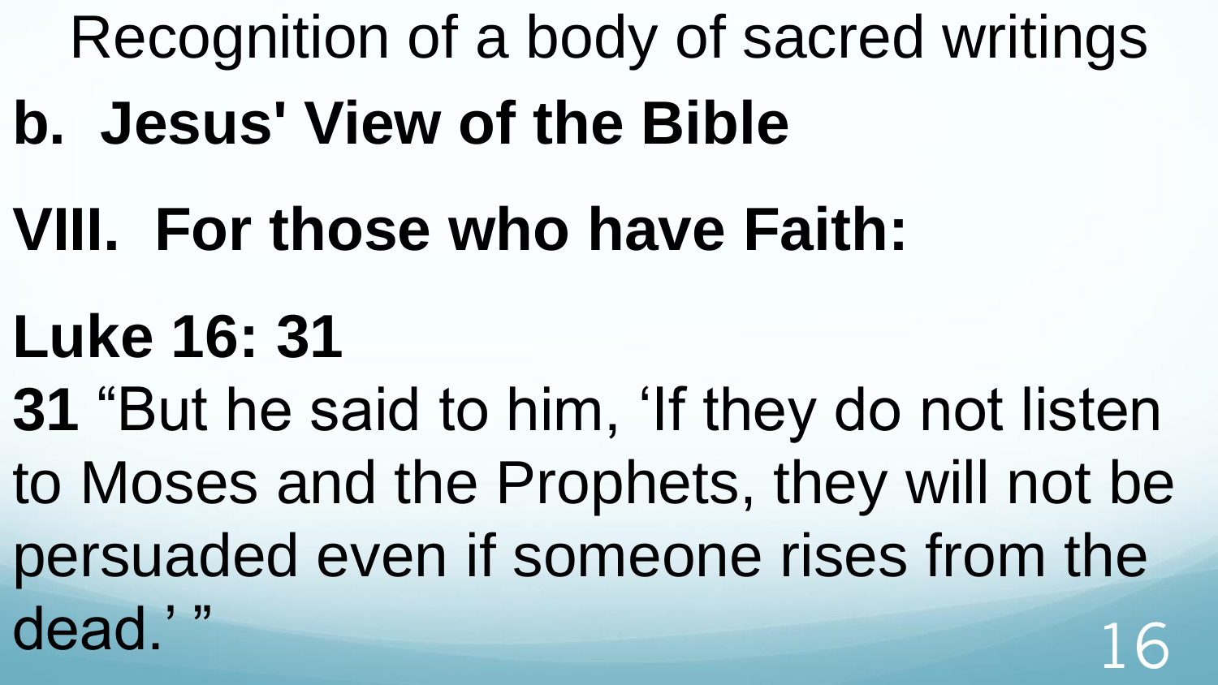Recognition of a body of sacred writings

**b. Jesus' View of the Bible**

**VIII. For those who have Faith:**

**Luke 16: 31**

**31** “But he said to him, ‘If they do not listen to Moses and the Prophets, they will not be persuaded even if someone rises from the dead.’ ”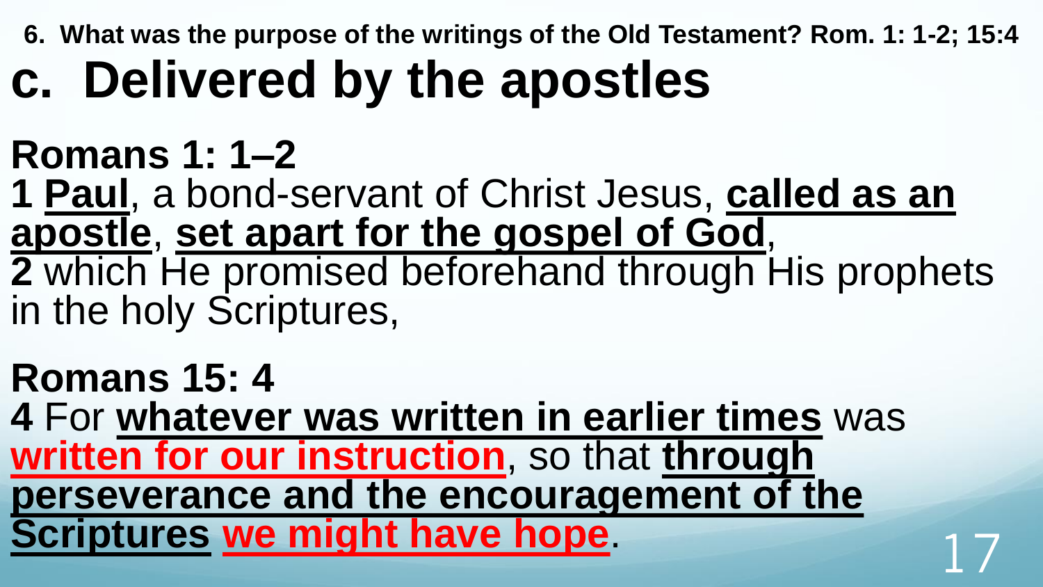**6. What was the purpose of the writings of the Old Testament? Rom. 1: 1-2; 15:4**

# c. Delivered by the apostles

**Romans 1: 1–2**

**1** **Paul**, a bond-servant of Christ Jesus, **called as an apostle**, **set apart for the gospel of God**,
**2** which He promised beforehand through His prophets in the holy Scriptures,

**Romans 15: 4**

**4** For **whatever was written in earlier times** was **written for our instruction**, so that **through perseverance and the encouragement of the Scriptures** **we might have hope**.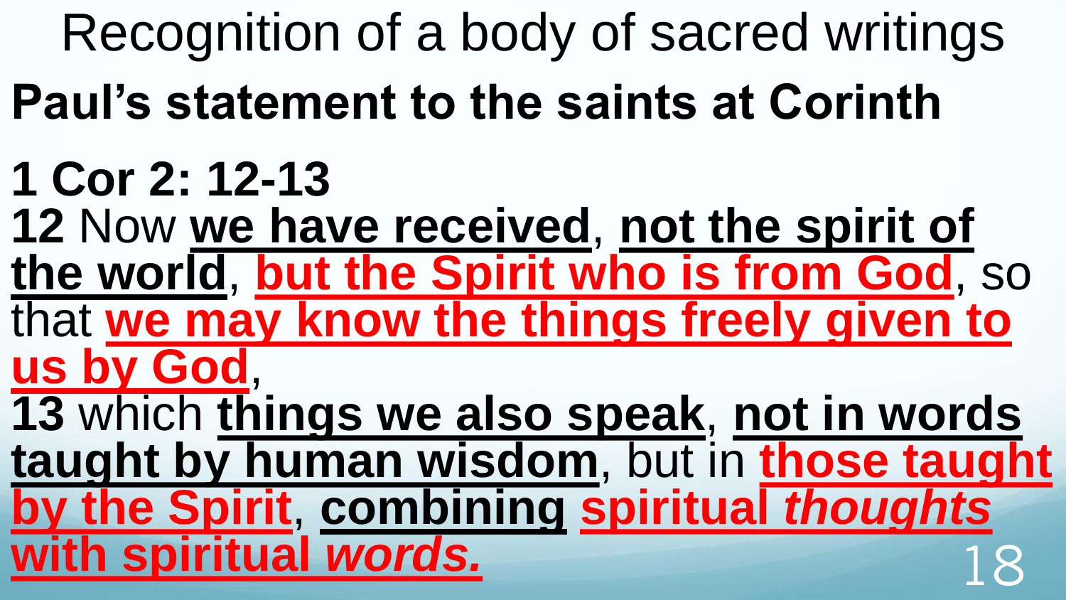# Recognition of a body of sacred writings

## Paul's statement to the saints at Corinth

**1 Cor 2: 12-13**

**12** Now **we have received**, **not the spirit of the world**, **but the Spirit who is from God**, so that **we may know the things freely given to us by God**,

**13** which **things we also speak**, **not in words taught by human wisdom**, but in **those taught by the Spirit**, **combining** **spiritual *thoughts* with spiritual *words.***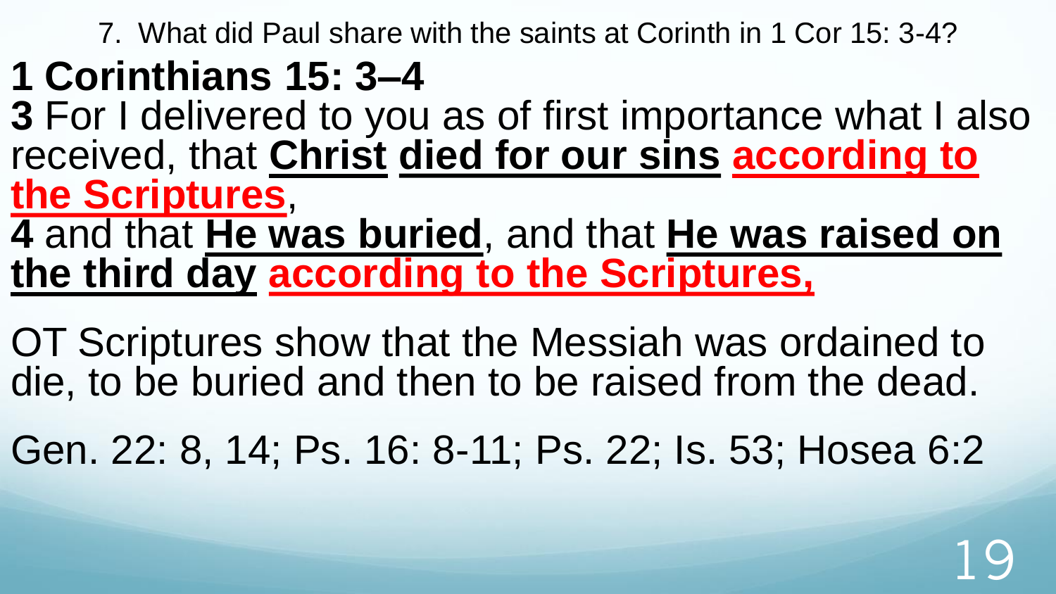7. What did Paul share with the saints at Corinth in 1 Cor 15: 3-4?

## 1 Corinthians 15: 3–4

**3** For I delivered to you as of first importance what I also received, that **Christ** **died for our sins** **according to the Scriptures**,

**4** and that **He was buried**, and that **He was raised on the third day** **according to the Scriptures,**

OT Scriptures show that the Messiah was ordained to die, to be buried and then to be raised from the dead.

Gen. 22: 8, 14; Ps. 16: 8-11; Ps. 22; Is. 53; Hosea 6:2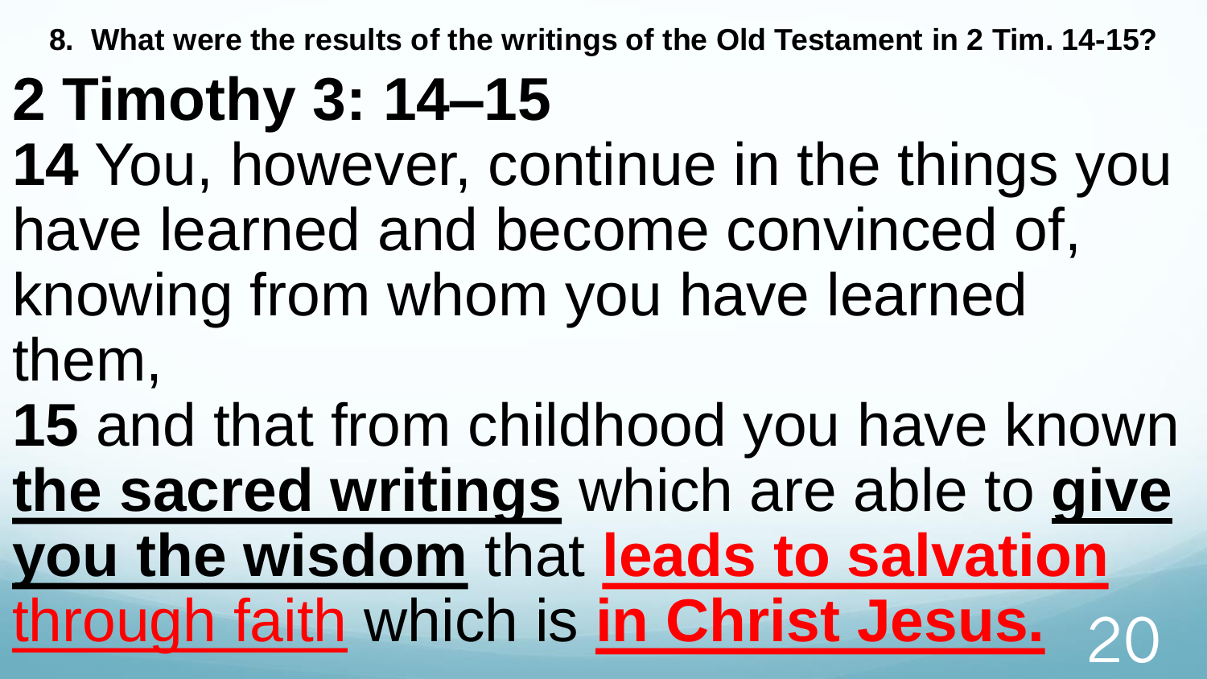**8. What were the results of the writings of the Old Testament in 2 Tim. 14-15?**

# 2 Timothy 3: 14–15

**14** You, however, continue in the things you have learned and become convinced of, knowing from whom you have learned them,

**15** and that from childhood you have known **the sacred writings** which are able to **give you the wisdom** that **leads to salvation** through faith which is **in Christ Jesus.**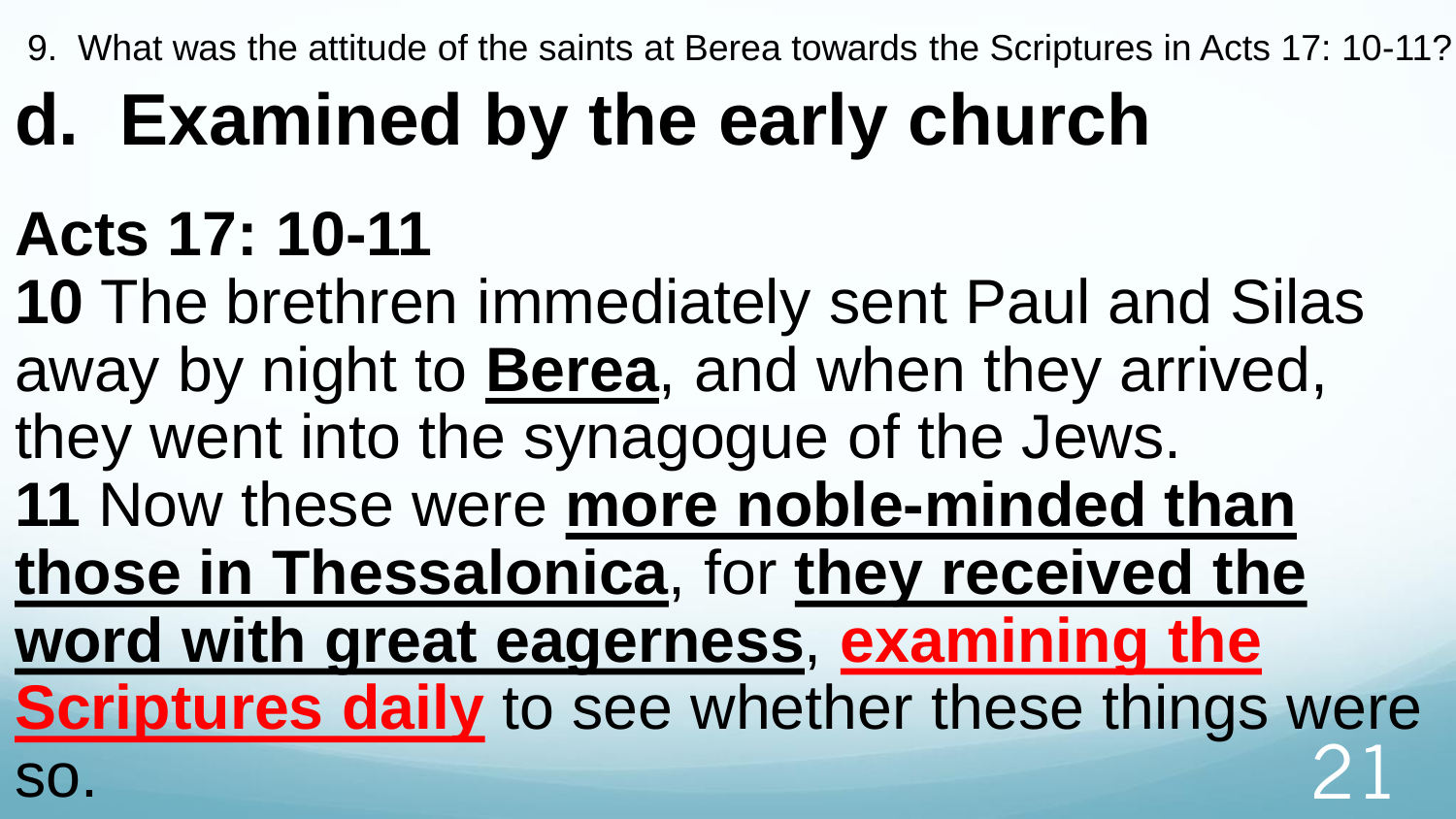9. What was the attitude of the saints at Berea towards the Scriptures in Acts 17: 10-11?

# d. Examined by the early church

## Acts 17: 10-11

**10** The brethren immediately sent Paul and Silas away by night to **Berea**, and when they arrived, they went into the synagogue of the Jews.
**11** Now these were **more noble-minded than those in Thessalonica**, for **they received the word with great eagerness**, **examining the Scriptures daily** to see whether these things were so.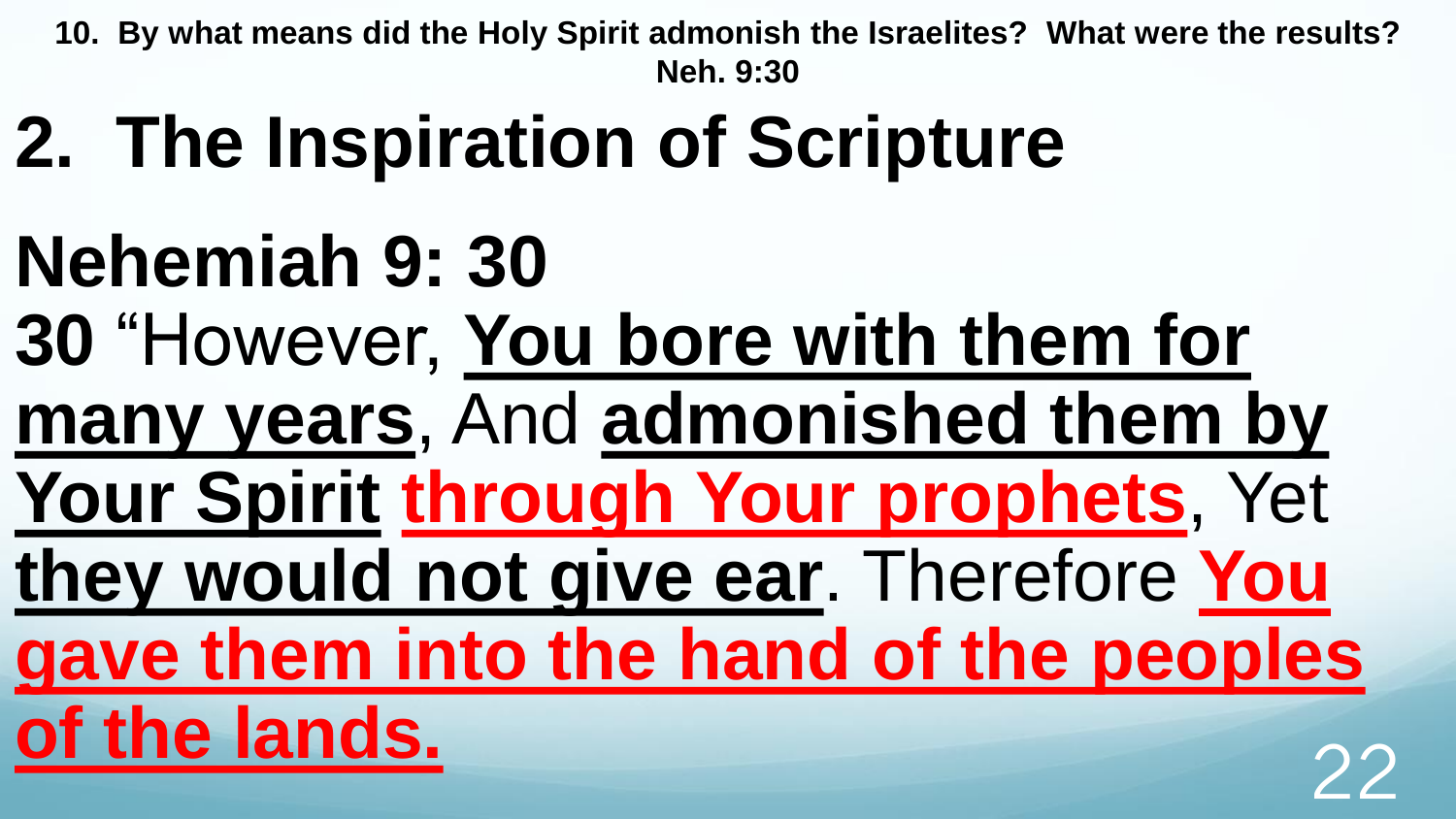**10. By what means did the Holy Spirit admonish the Israelites? What were the results? Neh. 9:30**

# 2. The Inspiration of Scripture

## Nehemiah 9: 30

**30** "However, <u>**You bore with them for many years**</u>, And <u>**admonished them by Your Spirit**</u> <u>**through Your prophets**</u>, Yet <u>**they would not give ear**</u>. Therefore <u>**You gave them into the hand of the peoples of the lands.**</u>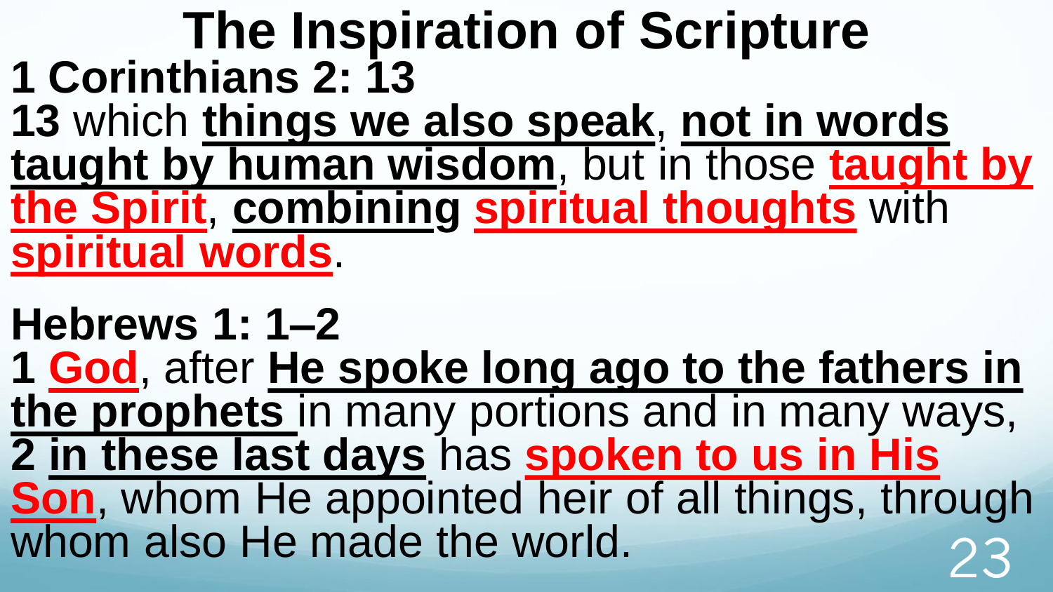# The Inspiration of Scripture

**1 Corinthians 2: 13**

**13** which **things we also speak**, **not in words taught by human wisdom**, but in those **taught by the Spirit**, **combining** **spiritual thoughts** with **spiritual words**.

**Hebrews 1: 1–2**

**1** **God**, after **He spoke long ago to the fathers in the prophets** in many portions and in many ways, **2** **in these last days** has **spoken to us in His Son**, whom He appointed heir of all things, through whom also He made the world.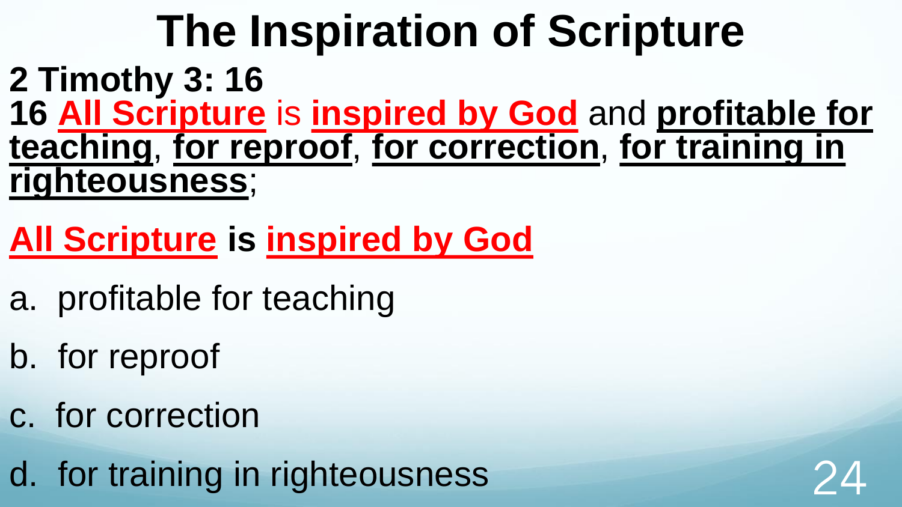# The Inspiration of Scripture

**2 Timothy 3: 16**

**16** **All Scripture** is **inspired by God** and **profitable for teaching**, **for reproof**, **for correction**, **for training in righteousness**;

**All Scripture is inspired by God**

a. profitable for teaching

b. for reproof

c. for correction

d. for training in righteousness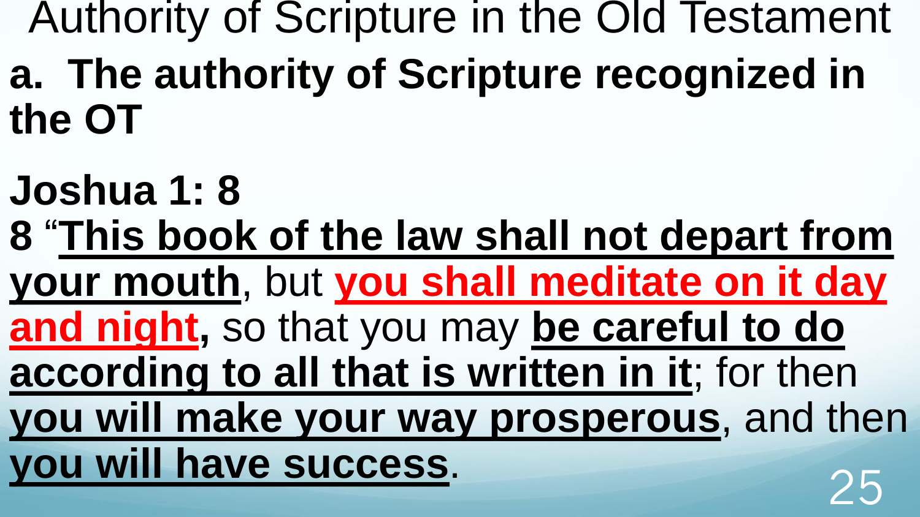# Authority of Scripture in the Old Testament

## a. The authority of Scripture recognized in the OT

**Joshua 1: 8**

**8** "**This book of the law shall not depart from your mouth**, but **you shall meditate on it day and night,** so that you may **be careful to do according to all that is written in it**; for then **you will make your way prosperous**, and then **you will have success**.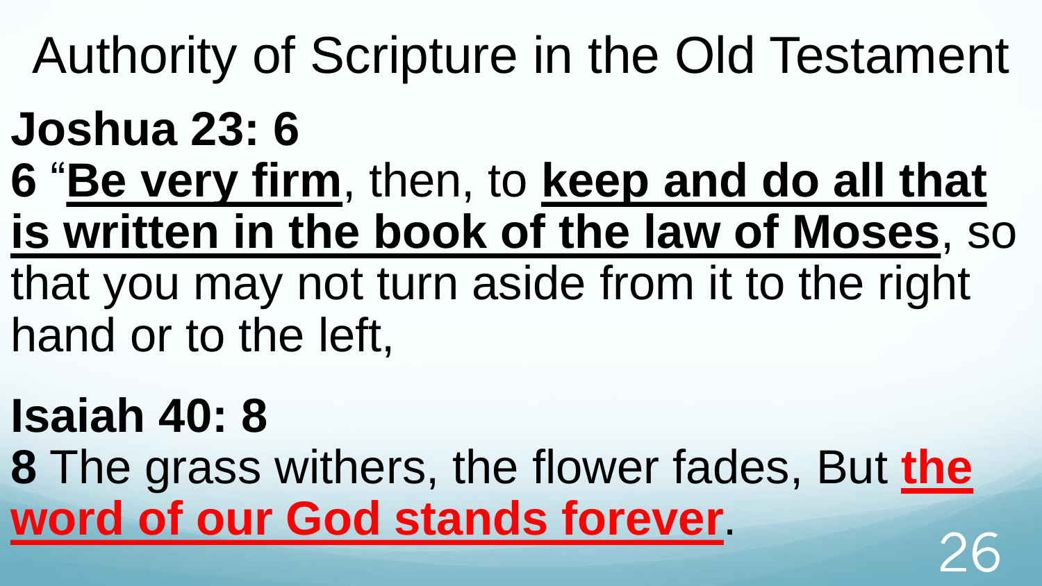# Authority of Scripture in the Old Testament

**Joshua 23: 6**

**6** "**Be very firm**, then, to **keep and do all that is written in the book of the law of Moses**, so that you may not turn aside from it to the right hand or to the left,

**Isaiah 40: 8**

**8** The grass withers, the flower fades, But **the word of our God stands forever**.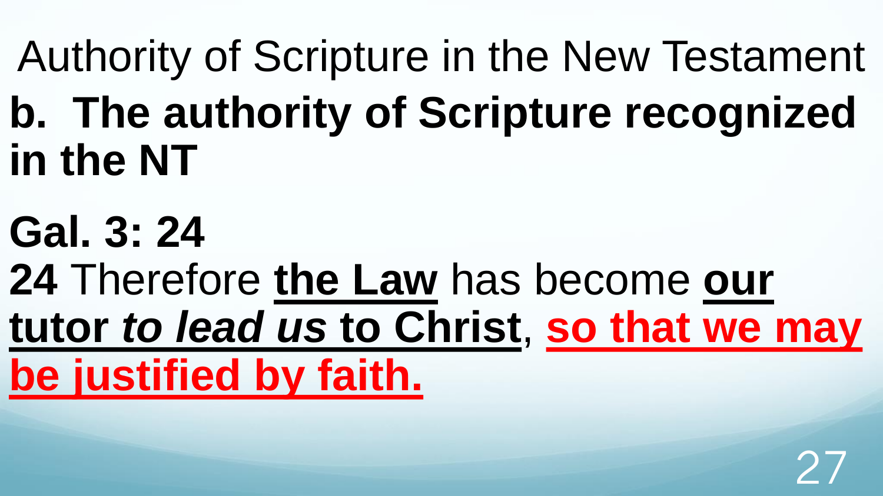Authority of Scripture in the New Testament

## b. The authority of Scripture recognized in the NT

**Gal. 3: 24**

**24** Therefore **the Law** has become **our tutor *to lead us* to Christ**, **so that we may be justified by faith.**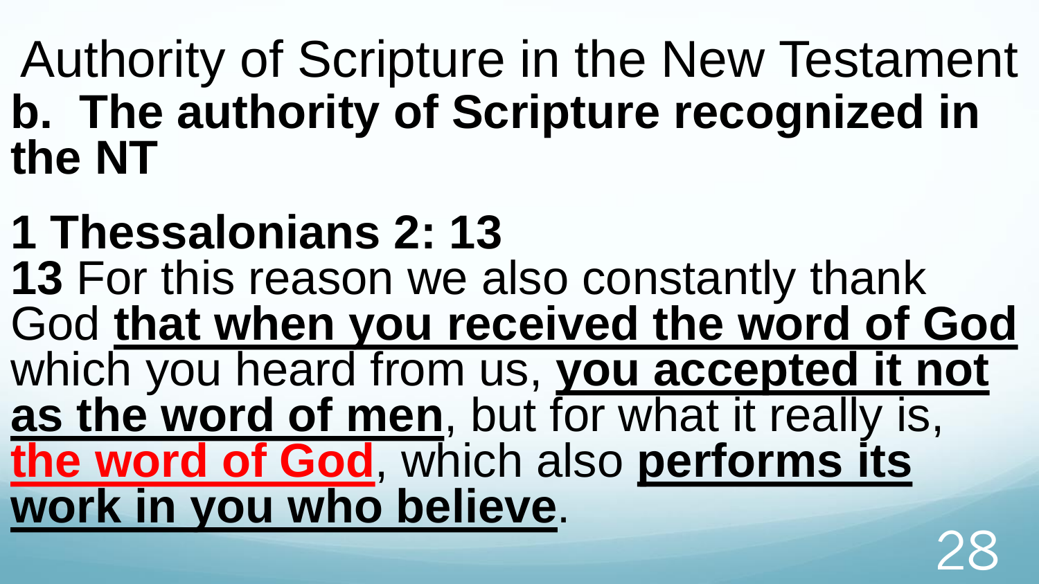# Authority of Scripture in the New Testament

## b. The authority of Scripture recognized in the NT

**1 Thessalonians 2: 13**

**13** For this reason we also constantly thank God **that when you received the word of God** which you heard from us, **you accepted it not as the word of men**, but for what it really is, **the word of God**, which also **performs its work in you who believe**.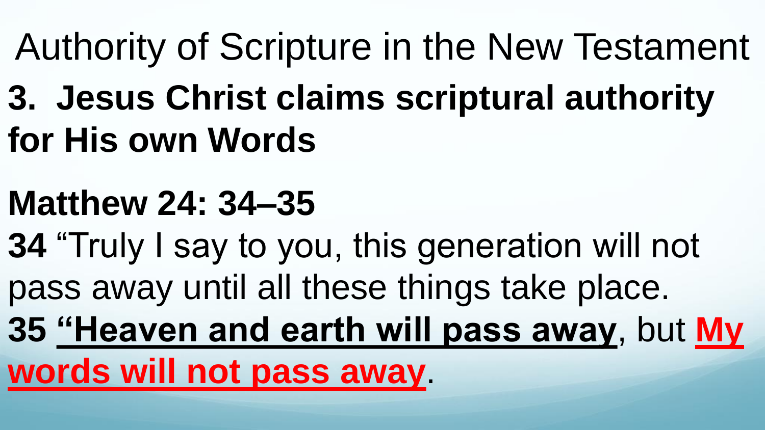# Authority of Scripture in the New Testament

## 3. Jesus Christ claims scriptural authority for His own Words

**Matthew 24: 34–35**

**34** “Truly I say to you, this generation will not pass away until all these things take place.

**35** **<u>“Heaven and earth will pass away</u>**, but **<u>My words will not pass away</u>**.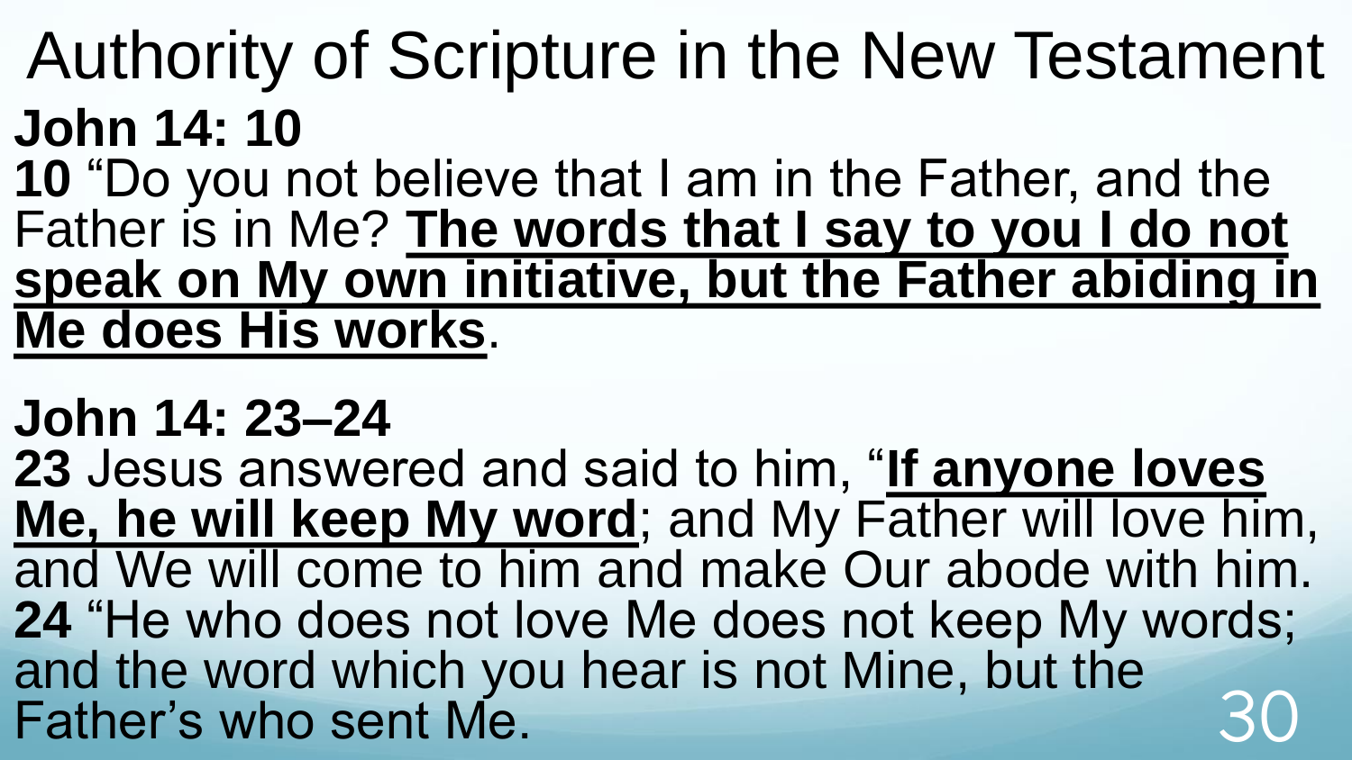# Authority of Scripture in the New Testament

**John 14: 10**

**10** "Do you not believe that I am in the Father, and the Father is in Me? **The words that I say to you I do not speak on My own initiative, but the Father abiding in Me does His works**.

**John 14: 23–24**

**23** Jesus answered and said to him, "**If anyone loves Me, he will keep My word**; and My Father will love him, and We will come to him and make Our abode with him. **24** "He who does not love Me does not keep My words; and the word which you hear is not Mine, but the Father's who sent Me.